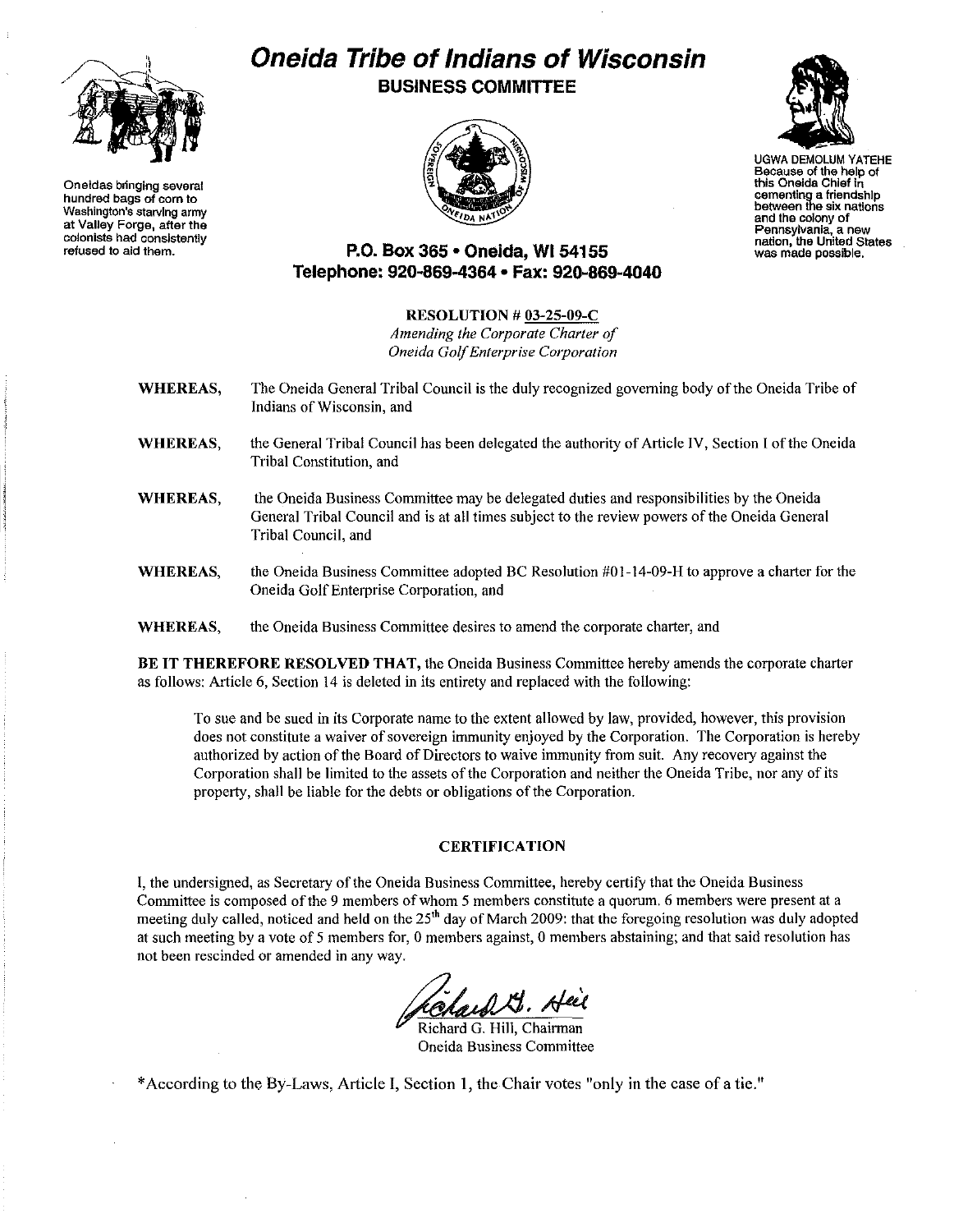# Oneida Tribe of Indians of Wisconsin

## BUSINESS COMMITTEE

Oneidas bringing several hundred bags of corn to Washington's starving army at Valley Forge, after the colonists had consistently refused to aid them.

UGWA DEMOLUM YATEHE
Because of the help of this Oneida Chief in cementing a friendship between the six nations and the colony of Pennsylvania, a new nation, the United States was made possible.

**P.O. Box 365 • Oneida, WI 54155**
**Telephone: 920-869-4364 • Fax: 920-869-4040**

**RESOLUTION # 03-25-09-C**
*Amending the Corporate Charter of Oneida Golf Enterprise Corporation*

**WHEREAS,** The Oneida General Tribal Council is the duly recognized governing body of the Oneida Tribe of Indians of Wisconsin, and

**WHEREAS,** the General Tribal Council has been delegated the authority of Article IV, Section I of the Oneida Tribal Constitution, and

**WHEREAS,** the Oneida Business Committee may be delegated duties and responsibilities by the Oneida General Tribal Council and is at all times subject to the review powers of the Oneida General Tribal Council, and

**WHEREAS,** the Oneida Business Committee adopted BC Resolution #01-14-09-H to approve a charter for the Oneida Golf Enterprise Corporation, and

**WHEREAS,** the Oneida Business Committee desires to amend the corporate charter, and

**BE IT THEREFORE RESOLVED THAT,** the Oneida Business Committee hereby amends the corporate charter as follows: Article 6, Section 14 is deleted in its entirety and replaced with the following:

> To sue and be sued in its Corporate name to the extent allowed by law, provided, however, this provision does not constitute a waiver of sovereign immunity enjoyed by the Corporation. The Corporation is hereby authorized by action of the Board of Directors to waive immunity from suit. Any recovery against the Corporation shall be limited to the assets of the Corporation and neither the Oneida Tribe, nor any of its property, shall be liable for the debts or obligations of the Corporation.

### CERTIFICATION

I, the undersigned, as Secretary of the Oneida Business Committee, hereby certify that the Oneida Business Committee is composed of the 9 members of whom 5 members constitute a quorum. 6 members were present at a meeting duly called, noticed and held on the 25th day of March 2009: that the foregoing resolution was duly adopted at such meeting by a vote of 5 members for, 0 members against, 0 members abstaining; and that said resolution has not been rescinded or amended in any way.

Richard G. Hill, Chairman
Oneida Business Committee

*According to the By-Laws, Article I, Section 1, the Chair votes "only in the case of a tie."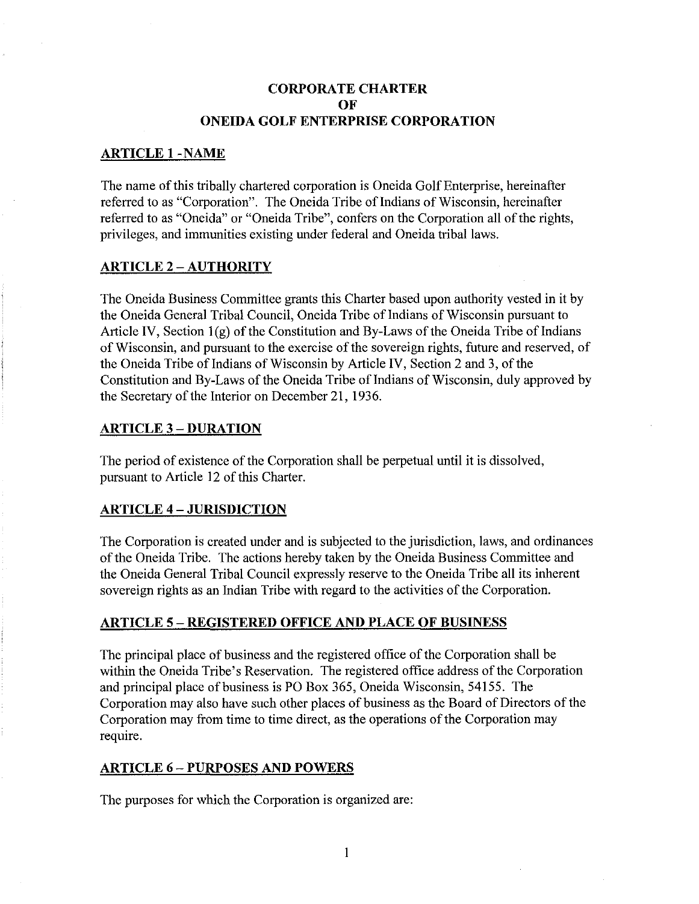# CORPORATE CHARTER
# OF
# ONEIDA GOLF ENTERPRISE CORPORATION

## ARTICLE 1 - NAME

The name of this tribally chartered corporation is Oneida Golf Enterprise, hereinafter referred to as "Corporation". The Oneida Tribe of Indians of Wisconsin, hereinafter referred to as "Oneida" or "Oneida Tribe", confers on the Corporation all of the rights, privileges, and immunities existing under federal and Oneida tribal laws.

## ARTICLE 2 – AUTHORITY

The Oneida Business Committee grants this Charter based upon authority vested in it by the Oneida General Tribal Council, Oneida Tribe of Indians of Wisconsin pursuant to Article IV, Section 1(g) of the Constitution and By-Laws of the Oneida Tribe of Indians of Wisconsin, and pursuant to the exercise of the sovereign rights, future and reserved, of the Oneida Tribe of Indians of Wisconsin by Article IV, Section 2 and 3, of the Constitution and By-Laws of the Oneida Tribe of Indians of Wisconsin, duly approved by the Secretary of the Interior on December 21, 1936.

## ARTICLE 3 – DURATION

The period of existence of the Corporation shall be perpetual until it is dissolved, pursuant to Article 12 of this Charter.

## ARTICLE 4 – JURISDICTION

The Corporation is created under and is subjected to the jurisdiction, laws, and ordinances of the Oneida Tribe. The actions hereby taken by the Oneida Business Committee and the Oneida General Tribal Council expressly reserve to the Oneida Tribe all its inherent sovereign rights as an Indian Tribe with regard to the activities of the Corporation.

## ARTICLE 5 – REGISTERED OFFICE AND PLACE OF BUSINESS

The principal place of business and the registered office of the Corporation shall be within the Oneida Tribe's Reservation. The registered office address of the Corporation and principal place of business is PO Box 365, Oneida Wisconsin, 54155. The Corporation may also have such other places of business as the Board of Directors of the Corporation may from time to time direct, as the operations of the Corporation may require.

## ARTICLE 6 – PURPOSES AND POWERS

The purposes for which the Corporation is organized are: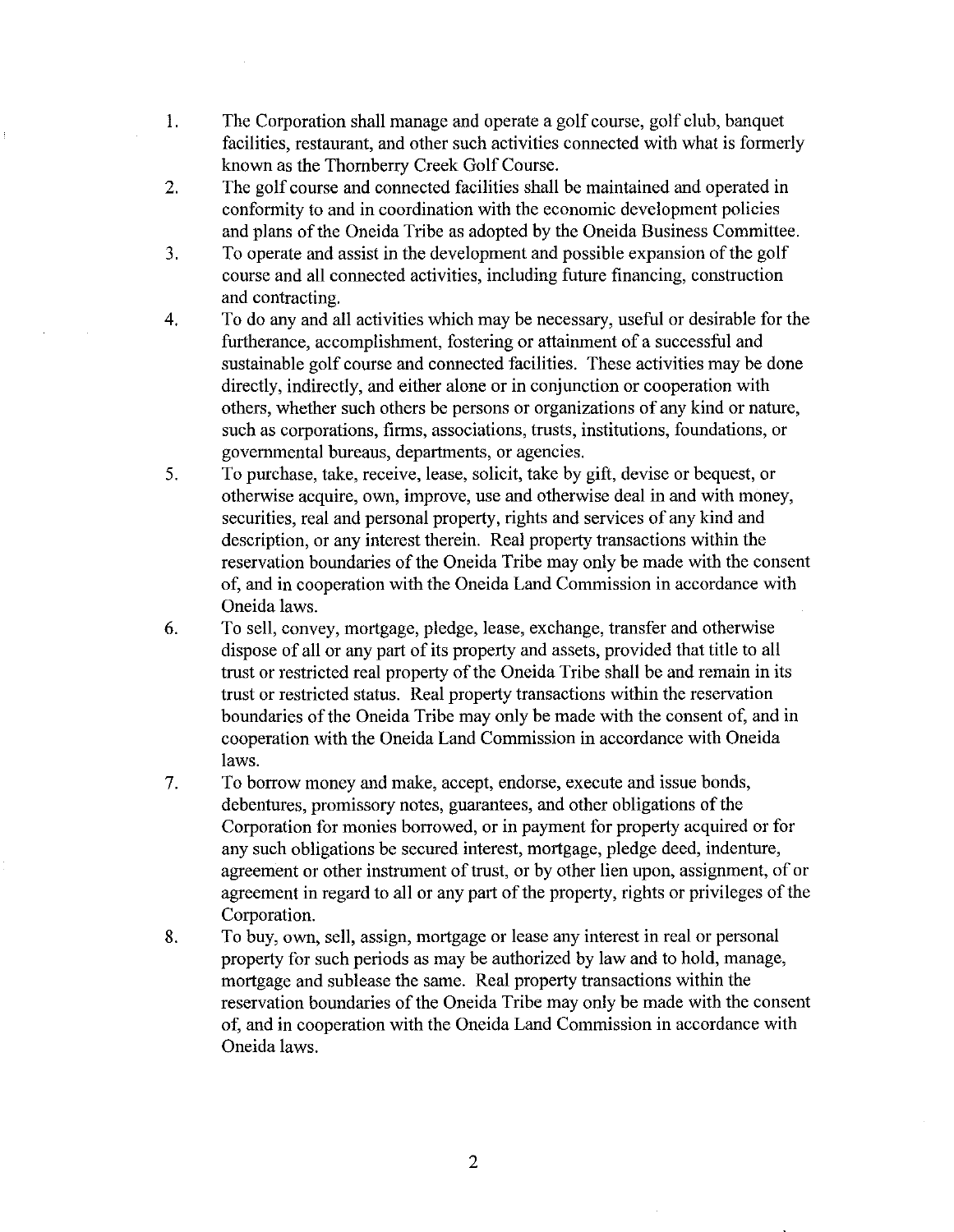1. The Corporation shall manage and operate a golf course, golf club, banquet facilities, restaurant, and other such activities connected with what is formerly known as the Thornberry Creek Golf Course.
2. The golf course and connected facilities shall be maintained and operated in conformity to and in coordination with the economic development policies and plans of the Oneida Tribe as adopted by the Oneida Business Committee.
3. To operate and assist in the development and possible expansion of the golf course and all connected activities, including future financing, construction and contracting.
4. To do any and all activities which may be necessary, useful or desirable for the furtherance, accomplishment, fostering or attainment of a successful and sustainable golf course and connected facilities. These activities may be done directly, indirectly, and either alone or in conjunction or cooperation with others, whether such others be persons or organizations of any kind or nature, such as corporations, firms, associations, trusts, institutions, foundations, or governmental bureaus, departments, or agencies.
5. To purchase, take, receive, lease, solicit, take by gift, devise or bequest, or otherwise acquire, own, improve, use and otherwise deal in and with money, securities, real and personal property, rights and services of any kind and description, or any interest therein. Real property transactions within the reservation boundaries of the Oneida Tribe may only be made with the consent of, and in cooperation with the Oneida Land Commission in accordance with Oneida laws.
6. To sell, convey, mortgage, pledge, lease, exchange, transfer and otherwise dispose of all or any part of its property and assets, provided that title to all trust or restricted real property of the Oneida Tribe shall be and remain in its trust or restricted status. Real property transactions within the reservation boundaries of the Oneida Tribe may only be made with the consent of, and in cooperation with the Oneida Land Commission in accordance with Oneida laws.
7. To borrow money and make, accept, endorse, execute and issue bonds, debentures, promissory notes, guarantees, and other obligations of the Corporation for monies borrowed, or in payment for property acquired or for any such obligations be secured interest, mortgage, pledge deed, indenture, agreement or other instrument of trust, or by other lien upon, assignment, of or agreement in regard to all or any part of the property, rights or privileges of the Corporation.
8. To buy, own, sell, assign, mortgage or lease any interest in real or personal property for such periods as may be authorized by law and to hold, manage, mortgage and sublease the same. Real property transactions within the reservation boundaries of the Oneida Tribe may only be made with the consent of, and in cooperation with the Oneida Land Commission in accordance with Oneida laws.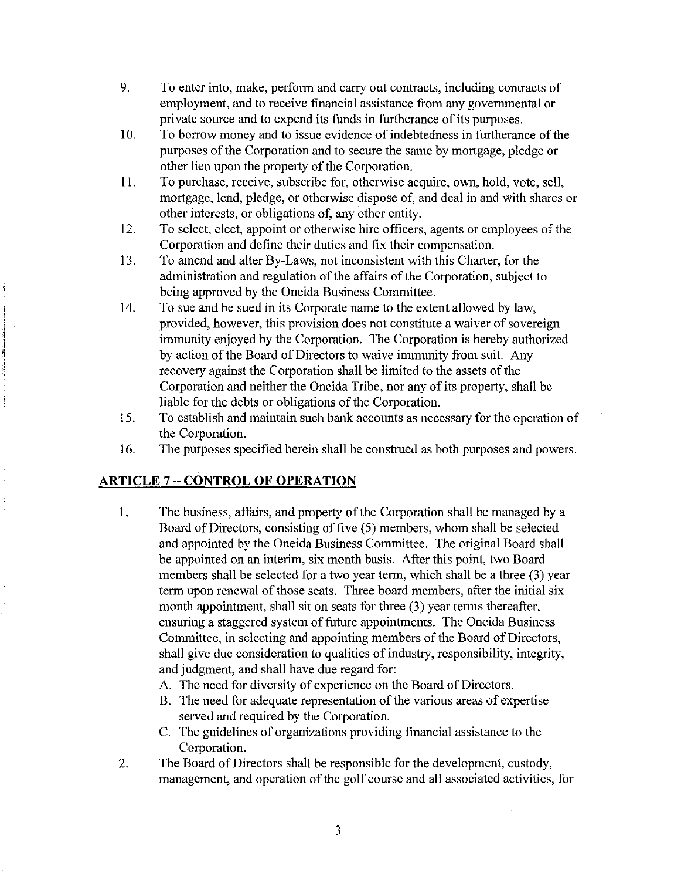9. To enter into, make, perform and carry out contracts, including contracts of employment, and to receive financial assistance from any governmental or private source and to expend its funds in furtherance of its purposes.
10. To borrow money and to issue evidence of indebtedness in furtherance of the purposes of the Corporation and to secure the same by mortgage, pledge or other lien upon the property of the Corporation.
11. To purchase, receive, subscribe for, otherwise acquire, own, hold, vote, sell, mortgage, lend, pledge, or otherwise dispose of, and deal in and with shares or other interests, or obligations of, any other entity.
12. To select, elect, appoint or otherwise hire officers, agents or employees of the Corporation and define their duties and fix their compensation.
13. To amend and alter By-Laws, not inconsistent with this Charter, for the administration and regulation of the affairs of the Corporation, subject to being approved by the Oneida Business Committee.
14. To sue and be sued in its Corporate name to the extent allowed by law, provided, however, this provision does not constitute a waiver of sovereign immunity enjoyed by the Corporation. The Corporation is hereby authorized by action of the Board of Directors to waive immunity from suit. Any recovery against the Corporation shall be limited to the assets of the Corporation and neither the Oneida Tribe, nor any of its property, shall be liable for the debts or obligations of the Corporation.
15. To establish and maintain such bank accounts as necessary for the operation of the Corporation.
16. The purposes specified herein shall be construed as both purposes and powers.

## ARTICLE 7 – CONTROL OF OPERATION

1. The business, affairs, and property of the Corporation shall be managed by a Board of Directors, consisting of five (5) members, whom shall be selected and appointed by the Oneida Business Committee. The original Board shall be appointed on an interim, six month basis. After this point, two Board members shall be selected for a two year term, which shall be a three (3) year term upon renewal of those seats. Three board members, after the initial six month appointment, shall sit on seats for three (3) year terms thereafter, ensuring a staggered system of future appointments. The Oneida Business Committee, in selecting and appointing members of the Board of Directors, shall give due consideration to qualities of industry, responsibility, integrity, and judgment, and shall have due regard for:
   A. The need for diversity of experience on the Board of Directors.
   B. The need for adequate representation of the various areas of expertise served and required by the Corporation.
   C. The guidelines of organizations providing financial assistance to the Corporation.
2. The Board of Directors shall be responsible for the development, custody, management, and operation of the golf course and all associated activities, for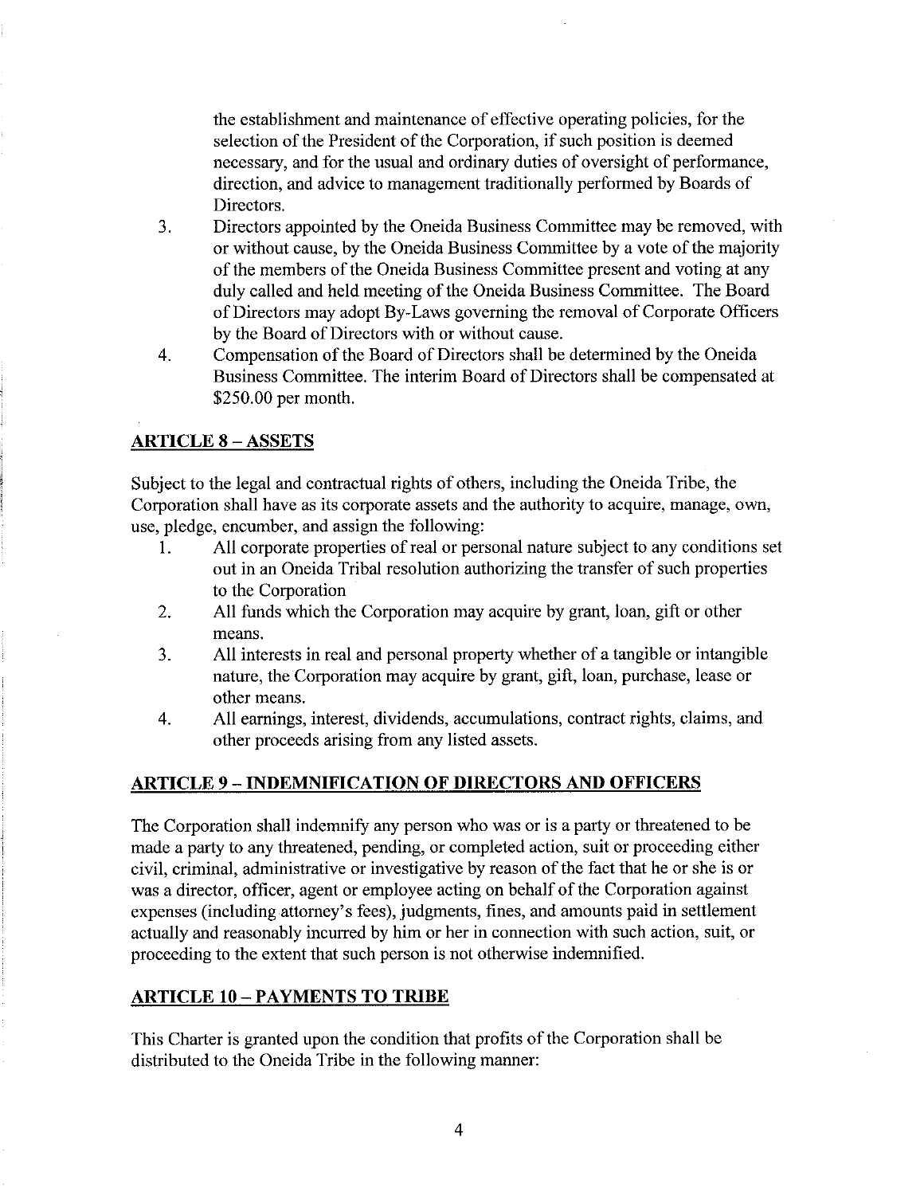the establishment and maintenance of effective operating policies, for the selection of the President of the Corporation, if such position is deemed necessary, and for the usual and ordinary duties of oversight of performance, direction, and advice to management traditionally performed by Boards of Directors.

3. Directors appointed by the Oneida Business Committee may be removed, with or without cause, by the Oneida Business Committee by a vote of the majority of the members of the Oneida Business Committee present and voting at any duly called and held meeting of the Oneida Business Committee. The Board of Directors may adopt By-Laws governing the removal of Corporate Officers by the Board of Directors with or without cause.
4. Compensation of the Board of Directors shall be determined by the Oneida Business Committee. The interim Board of Directors shall be compensated at $250.00 per month.

## ARTICLE 8 – ASSETS

Subject to the legal and contractual rights of others, including the Oneida Tribe, the Corporation shall have as its corporate assets and the authority to acquire, manage, own, use, pledge, encumber, and assign the following:

1. All corporate properties of real or personal nature subject to any conditions set out in an Oneida Tribal resolution authorizing the transfer of such properties to the Corporation
2. All funds which the Corporation may acquire by grant, loan, gift or other means.
3. All interests in real and personal property whether of a tangible or intangible nature, the Corporation may acquire by grant, gift, loan, purchase, lease or other means.
4. All earnings, interest, dividends, accumulations, contract rights, claims, and other proceeds arising from any listed assets.

## ARTICLE 9 – INDEMNIFICATION OF DIRECTORS AND OFFICERS

The Corporation shall indemnify any person who was or is a party or threatened to be made a party to any threatened, pending, or completed action, suit or proceeding either civil, criminal, administrative or investigative by reason of the fact that he or she is or was a director, officer, agent or employee acting on behalf of the Corporation against expenses (including attorney's fees), judgments, fines, and amounts paid in settlement actually and reasonably incurred by him or her in connection with such action, suit, or proceeding to the extent that such person is not otherwise indemnified.

## ARTICLE 10 – PAYMENTS TO TRIBE

This Charter is granted upon the condition that profits of the Corporation shall be distributed to the Oneida Tribe in the following manner: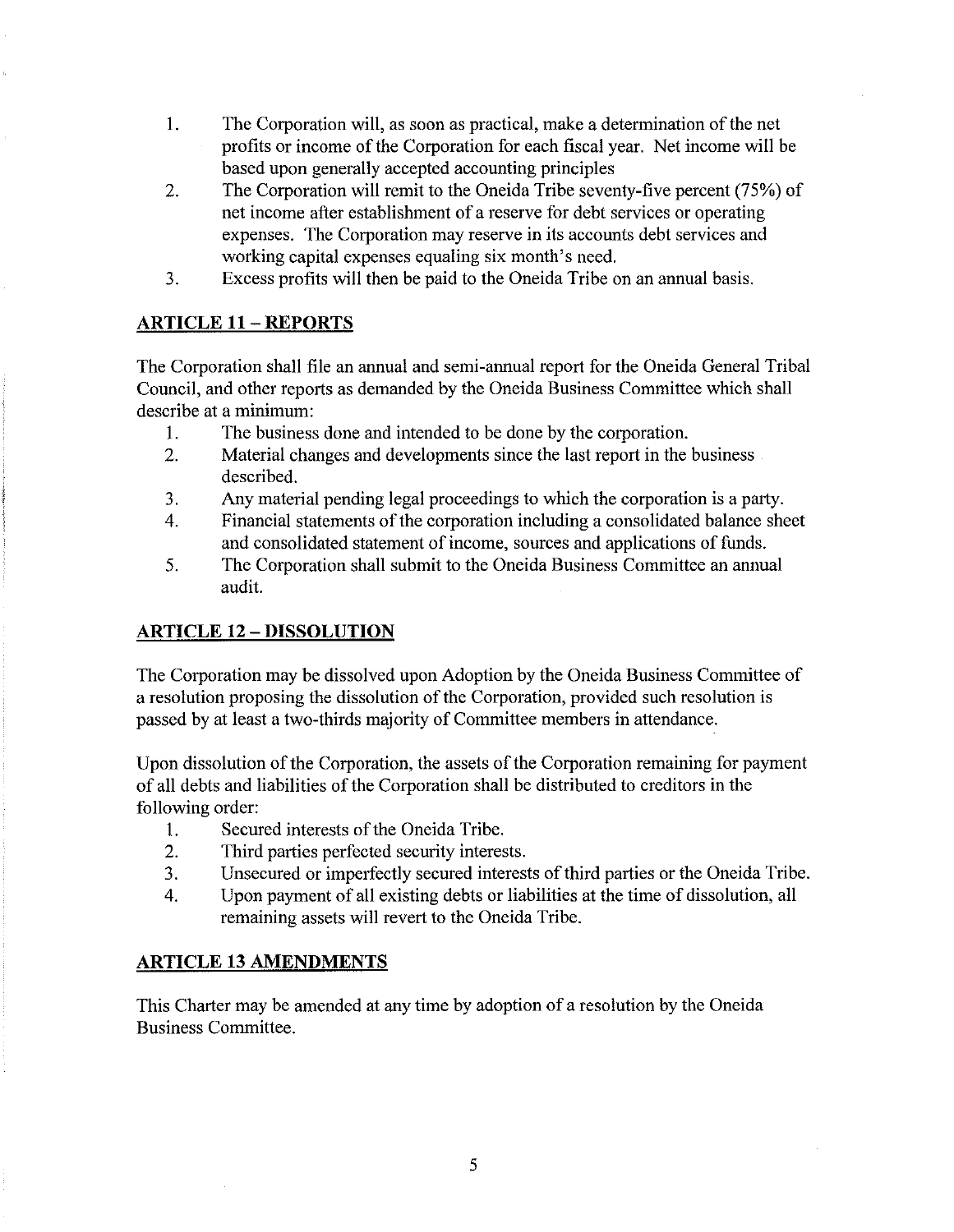1. The Corporation will, as soon as practical, make a determination of the net profits or income of the Corporation for each fiscal year. Net income will be based upon generally accepted accounting principles
2. The Corporation will remit to the Oneida Tribe seventy-five percent (75%) of net income after establishment of a reserve for debt services or operating expenses. The Corporation may reserve in its accounts debt services and working capital expenses equaling six month's need.
3. Excess profits will then be paid to the Oneida Tribe on an annual basis.

## ARTICLE 11 – REPORTS

The Corporation shall file an annual and semi-annual report for the Oneida General Tribal Council, and other reports as demanded by the Oneida Business Committee which shall describe at a minimum:

1. The business done and intended to be done by the corporation.
2. Material changes and developments since the last report in the business described.
3. Any material pending legal proceedings to which the corporation is a party.
4. Financial statements of the corporation including a consolidated balance sheet and consolidated statement of income, sources and applications of funds.
5. The Corporation shall submit to the Oneida Business Committee an annual audit.

## ARTICLE 12 – DISSOLUTION

The Corporation may be dissolved upon Adoption by the Oneida Business Committee of a resolution proposing the dissolution of the Corporation, provided such resolution is passed by at least a two-thirds majority of Committee members in attendance.

Upon dissolution of the Corporation, the assets of the Corporation remaining for payment of all debts and liabilities of the Corporation shall be distributed to creditors in the following order:

1. Secured interests of the Oneida Tribe.
2. Third parties perfected security interests.
3. Unsecured or imperfectly secured interests of third parties or the Oneida Tribe.
4. Upon payment of all existing debts or liabilities at the time of dissolution, all remaining assets will revert to the Oneida Tribe.

## ARTICLE 13 AMENDMENTS

This Charter may be amended at any time by adoption of a resolution by the Oneida Business Committee.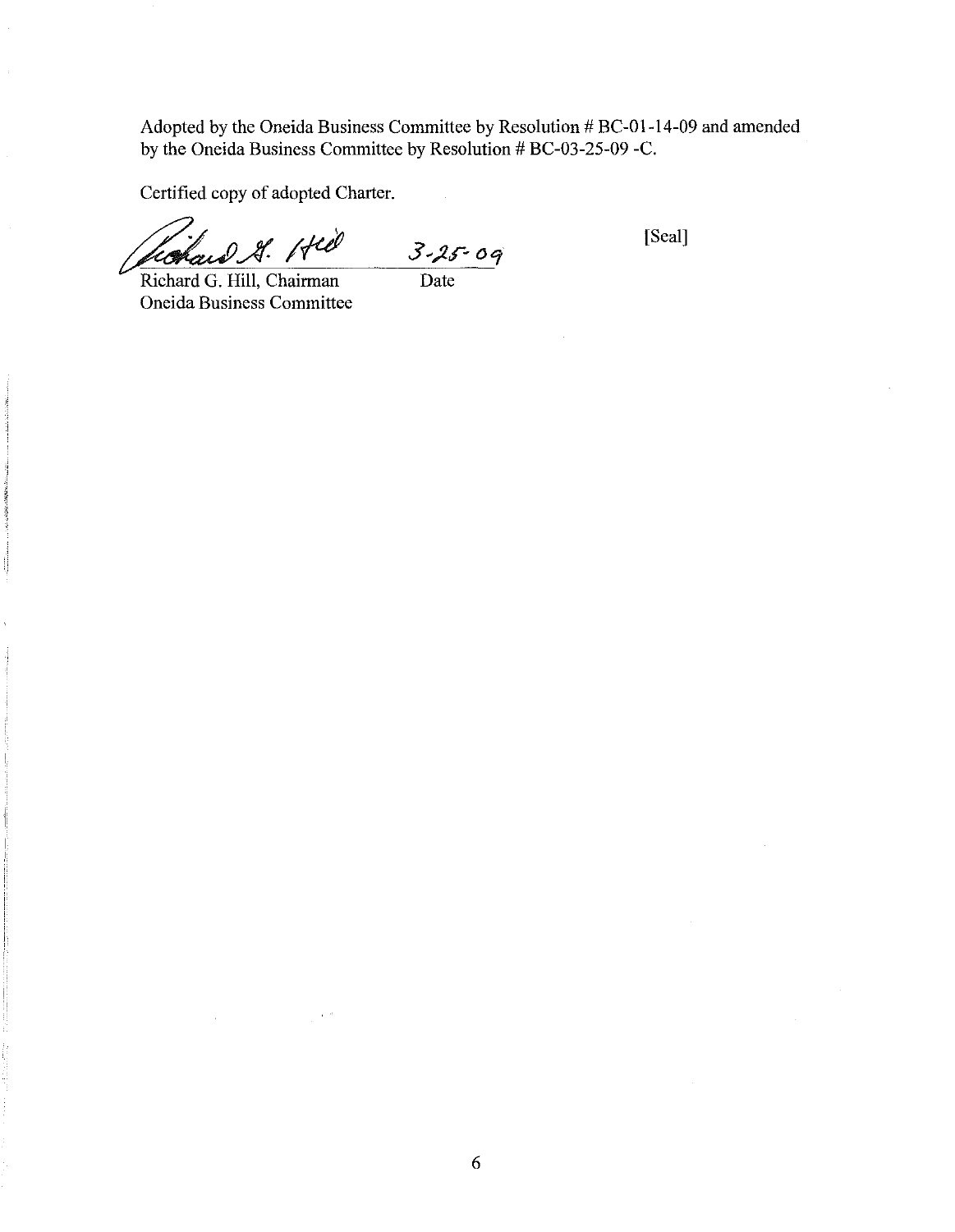Adopted by the Oneida Business Committee by Resolution # BC-01-14-09 and amended by the Oneida Business Committee by Resolution # BC-03-25-09 -C.

Certified copy of adopted Charter.

Richard G. Hill 3-25-09

Richard G. Hill, Chairman
Oneida Business Committee

Date

[Seal]